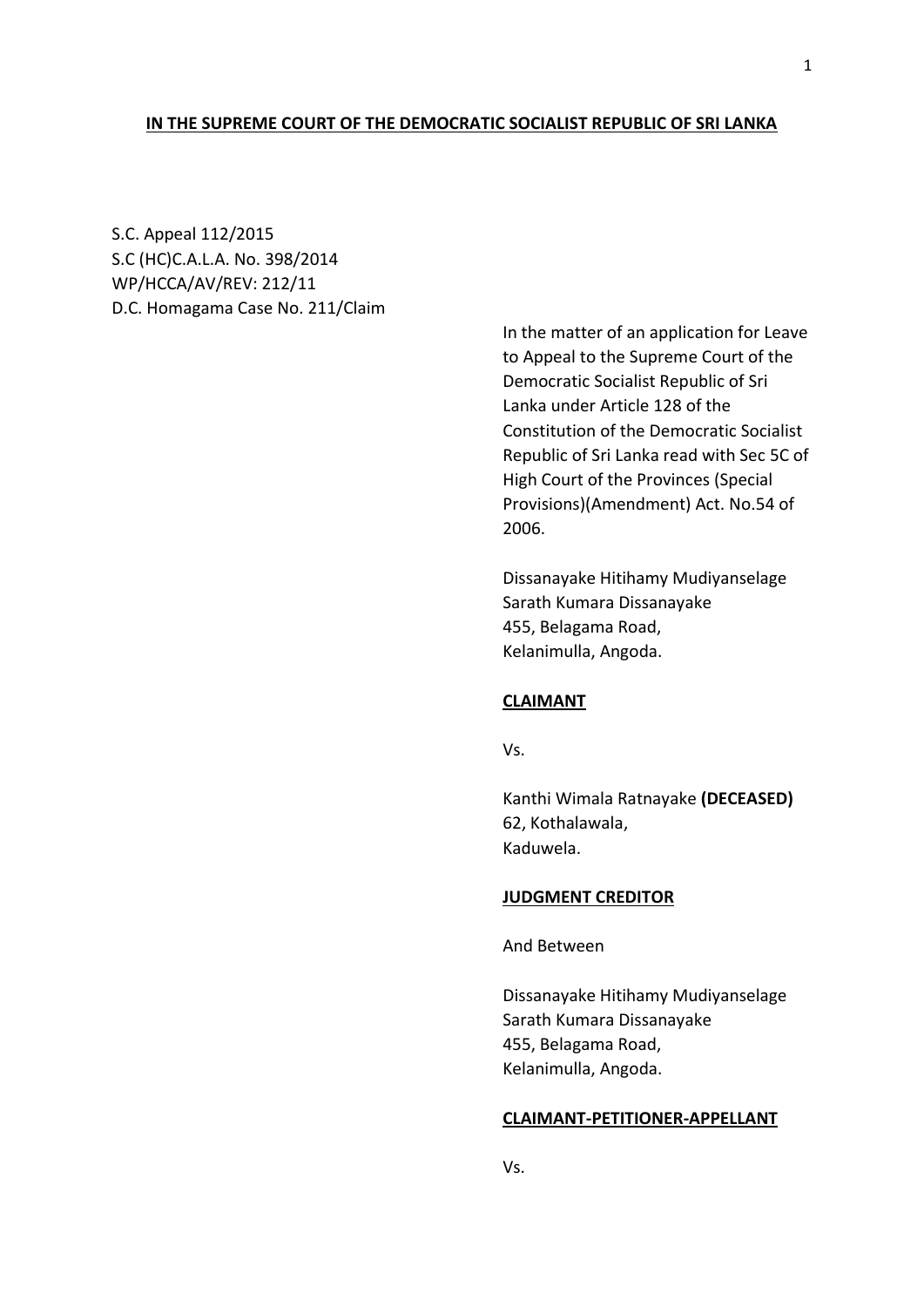**IN THE SUPREME COURT OF THE DEMOCRATIC SOCIALIST REPUBLIC OF SRI LANKA**

S.C. Appeal 112/2015
S.C (HC)C.A.L.A. No. 398/2014
WP/HCCA/AV/REV: 212/11
D.C. Homagama Case No. 211/Claim

In the matter of an application for Leave to Appeal to the Supreme Court of the Democratic Socialist Republic of Sri Lanka under Article 128 of the Constitution of the Democratic Socialist Republic of Sri Lanka read with Sec 5C of High Court of the Provinces (Special Provisions)(Amendment) Act. No.54 of 2006.

Dissanayake Hitihamy Mudiyanselage
Sarath Kumara Dissanayake
455, Belagama Road,
Kelanimulla, Angoda.

**CLAIMANT**

Vs.

Kanthi Wimala Ratnayake **(DECEASED)**
62, Kothalawala,
Kaduwela.

**JUDGMENT CREDITOR**

And Between

Dissanayake Hitihamy Mudiyanselage
Sarath Kumara Dissanayake
455, Belagama Road,
Kelanimulla, Angoda.

**CLAIMANT-PETITIONER-APPELLANT**

Vs.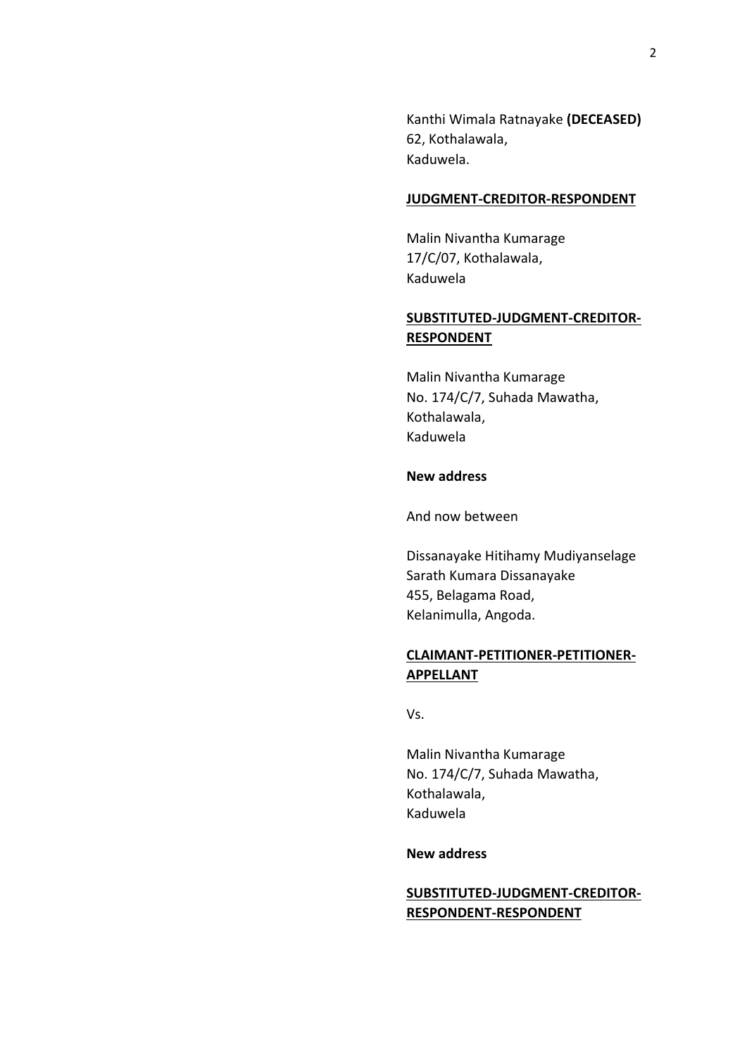Kanthi Wimala Ratnayake **(DECEASED)**
62, Kothalawala,
Kaduwela.

**JUDGMENT-CREDITOR-RESPONDENT**

Malin Nivantha Kumarage
17/C/07, Kothalawala,
Kaduwela

**SUBSTITUTED-JUDGMENT-CREDITOR-RESPONDENT**

Malin Nivantha Kumarage
No. 174/C/7, Suhada Mawatha,
Kothalawala,
Kaduwela

**New address**

And now between

Dissanayake Hitihamy Mudiyanselage
Sarath Kumara Dissanayake
455, Belagama Road,
Kelanimulla, Angoda.

**CLAIMANT-PETITIONER-PETITIONER-APPELLANT**

Vs.

Malin Nivantha Kumarage
No. 174/C/7, Suhada Mawatha,
Kothalawala,
Kaduwela

**New address**

**SUBSTITUTED-JUDGMENT-CREDITOR-RESPONDENT-RESPONDENT**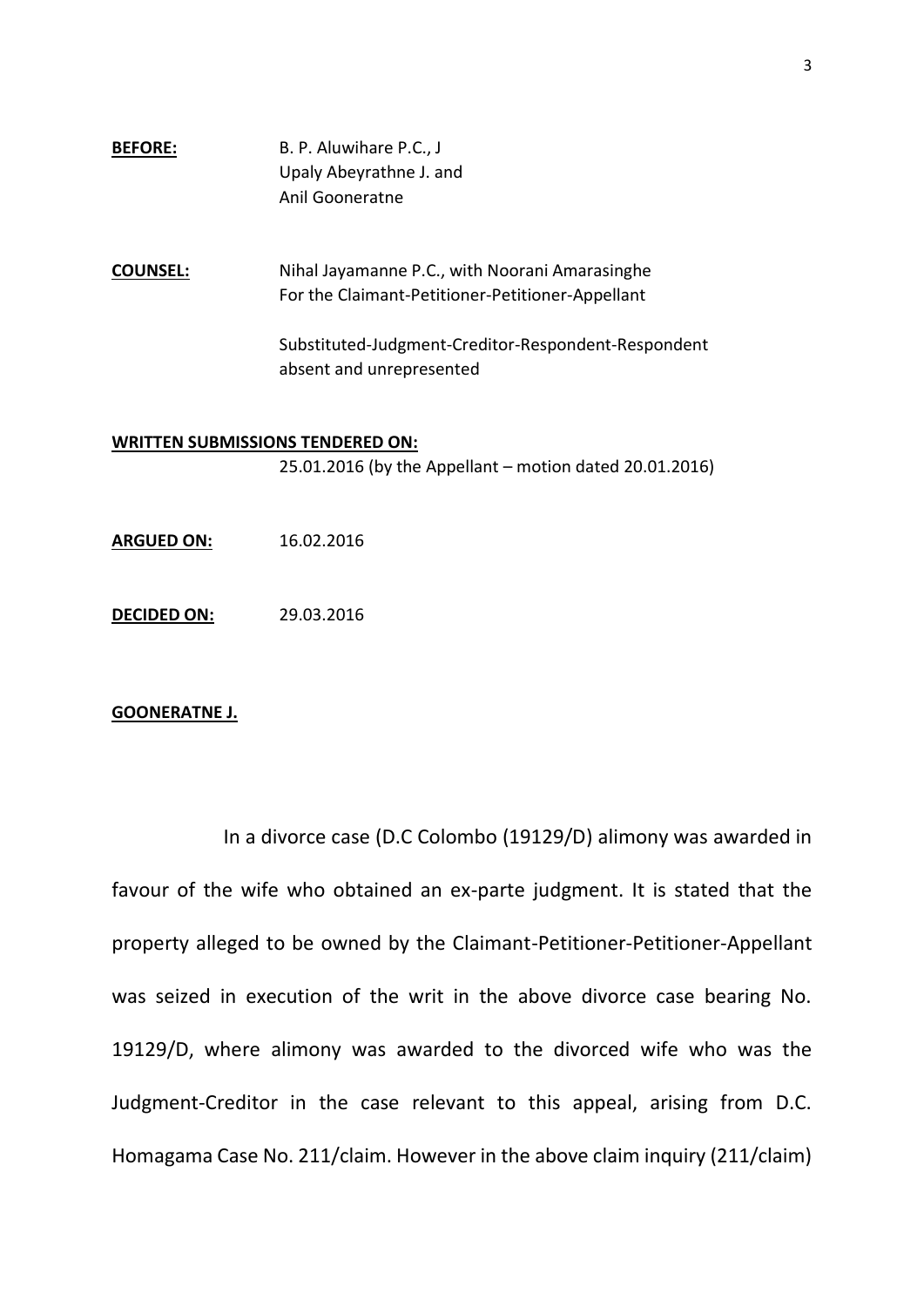**BEFORE:** B. P. Aluwihare P.C., J
Upaly Abeyrathne J. and
Anil Gooneratne

**COUNSEL:** Nihal Jayamanne P.C., with Noorani Amarasinghe
For the Claimant-Petitioner-Petitioner-Appellant

Substituted-Judgment-Creditor-Respondent-Respondent
absent and unrepresented

**WRITTEN SUBMISSIONS TENDERED ON:**
25.01.2016 (by the Appellant – motion dated 20.01.2016)

**ARGUED ON:** 16.02.2016

**DECIDED ON:** 29.03.2016

**GOONERATNE J.**

In a divorce case (D.C Colombo (19129/D) alimony was awarded in favour of the wife who obtained an ex-parte judgment. It is stated that the property alleged to be owned by the Claimant-Petitioner-Petitioner-Appellant was seized in execution of the writ in the above divorce case bearing No. 19129/D, where alimony was awarded to the divorced wife who was the Judgment-Creditor in the case relevant to this appeal, arising from D.C. Homagama Case No. 211/claim. However in the above claim inquiry (211/claim)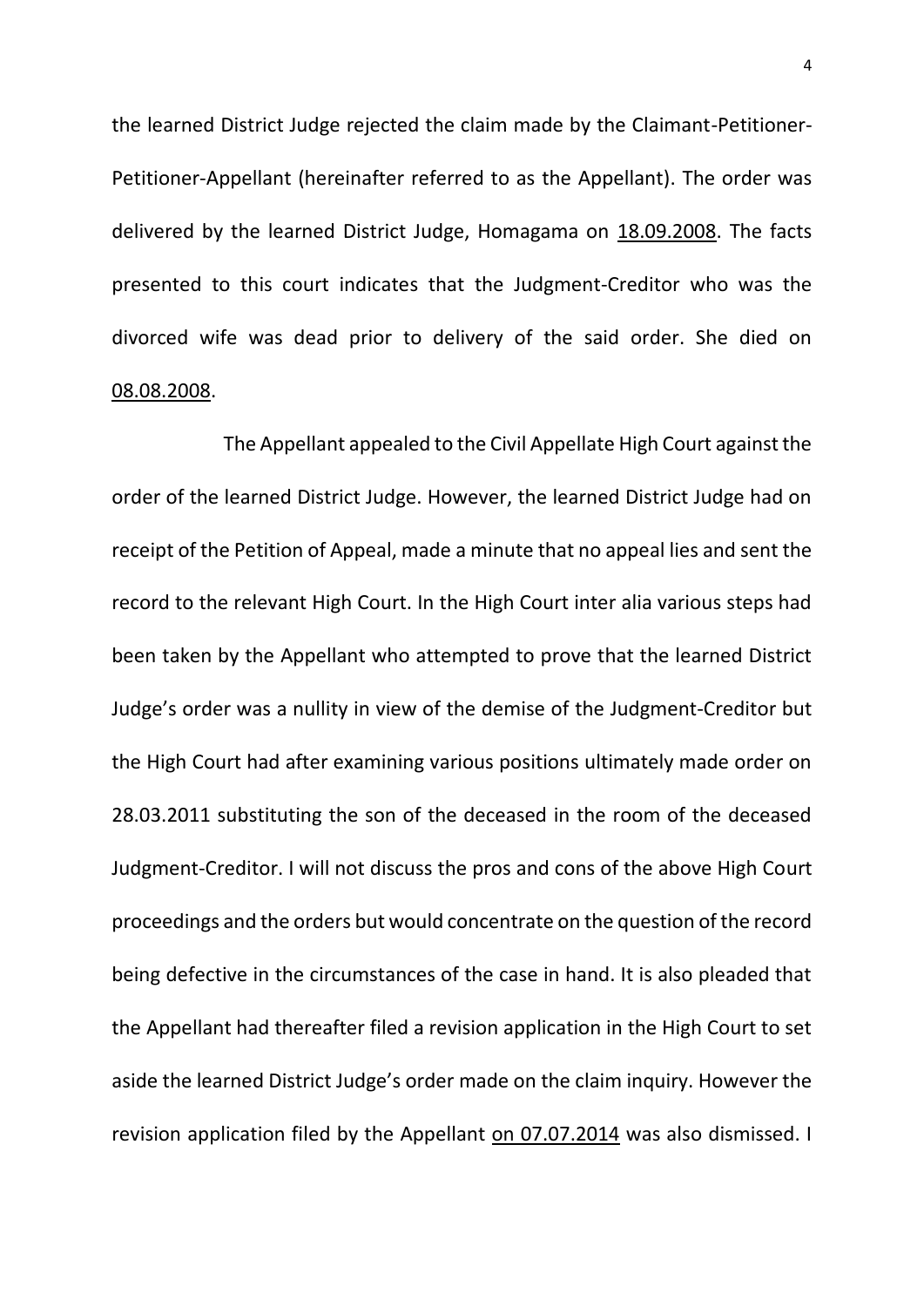the learned District Judge rejected the claim made by the Claimant-Petitioner-Petitioner-Appellant (hereinafter referred to as the Appellant). The order was delivered by the learned District Judge, Homagama on 18.09.2008. The facts presented to this court indicates that the Judgment-Creditor who was the divorced wife was dead prior to delivery of the said order. She died on 08.08.2008.

The Appellant appealed to the Civil Appellate High Court against the order of the learned District Judge. However, the learned District Judge had on receipt of the Petition of Appeal, made a minute that no appeal lies and sent the record to the relevant High Court. In the High Court inter alia various steps had been taken by the Appellant who attempted to prove that the learned District Judge's order was a nullity in view of the demise of the Judgment-Creditor but the High Court had after examining various positions ultimately made order on 28.03.2011 substituting the son of the deceased in the room of the deceased Judgment-Creditor. I will not discuss the pros and cons of the above High Court proceedings and the orders but would concentrate on the question of the record being defective in the circumstances of the case in hand. It is also pleaded that the Appellant had thereafter filed a revision application in the High Court to set aside the learned District Judge's order made on the claim inquiry. However the revision application filed by the Appellant on 07.07.2014 was also dismissed. I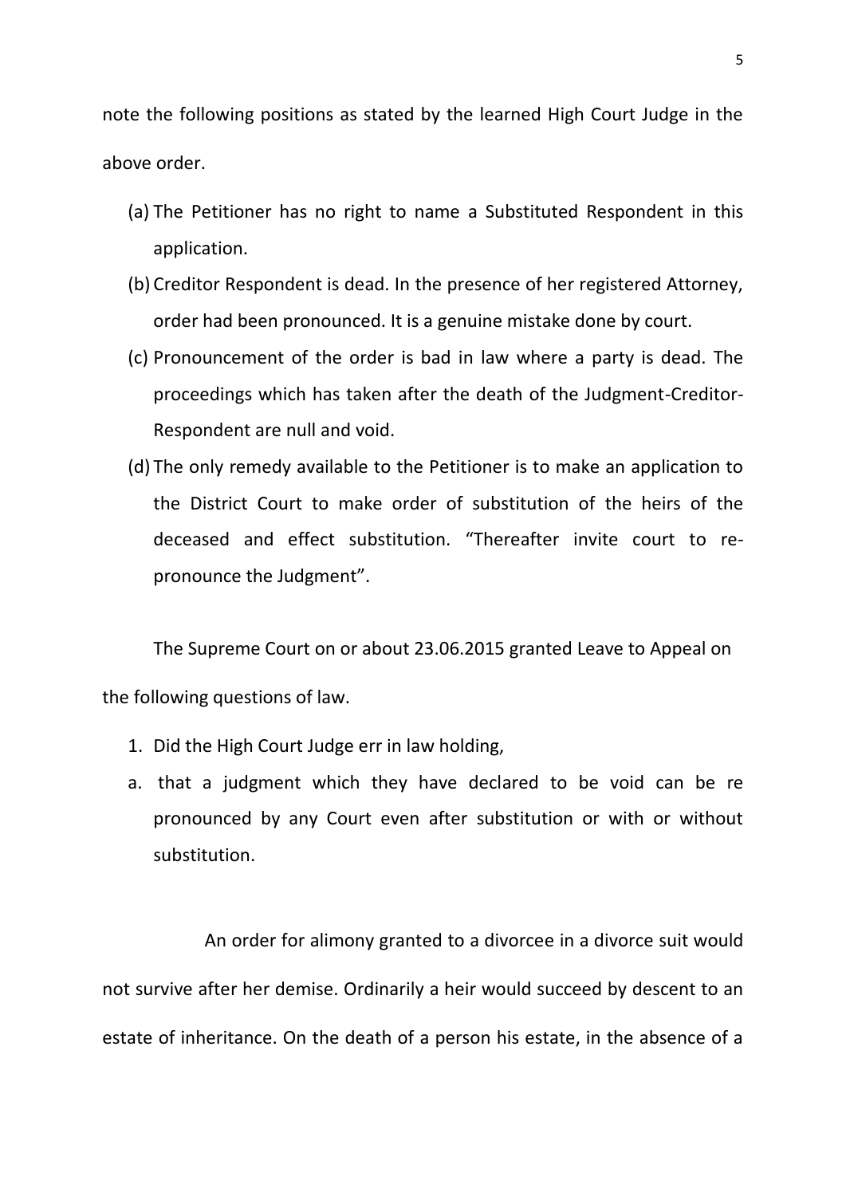note the following positions as stated by the learned High Court Judge in the above order.

(a) The Petitioner has no right to name a Substituted Respondent in this application.

(b) Creditor Respondent is dead. In the presence of her registered Attorney, order had been pronounced. It is a genuine mistake done by court.

(c) Pronouncement of the order is bad in law where a party is dead. The proceedings which has taken after the death of the Judgment-Creditor-Respondent are null and void.

(d) The only remedy available to the Petitioner is to make an application to the District Court to make order of substitution of the heirs of the deceased and effect substitution. "Thereafter invite court to re-pronounce the Judgment".

The Supreme Court on or about 23.06.2015 granted Leave to Appeal on the following questions of law.

1. Did the High Court Judge err in law holding,

a. that a judgment which they have declared to be void can be re pronounced by any Court even after substitution or with or without substitution.

An order for alimony granted to a divorcee in a divorce suit would not survive after her demise. Ordinarily a heir would succeed by descent to an estate of inheritance. On the death of a person his estate, in the absence of a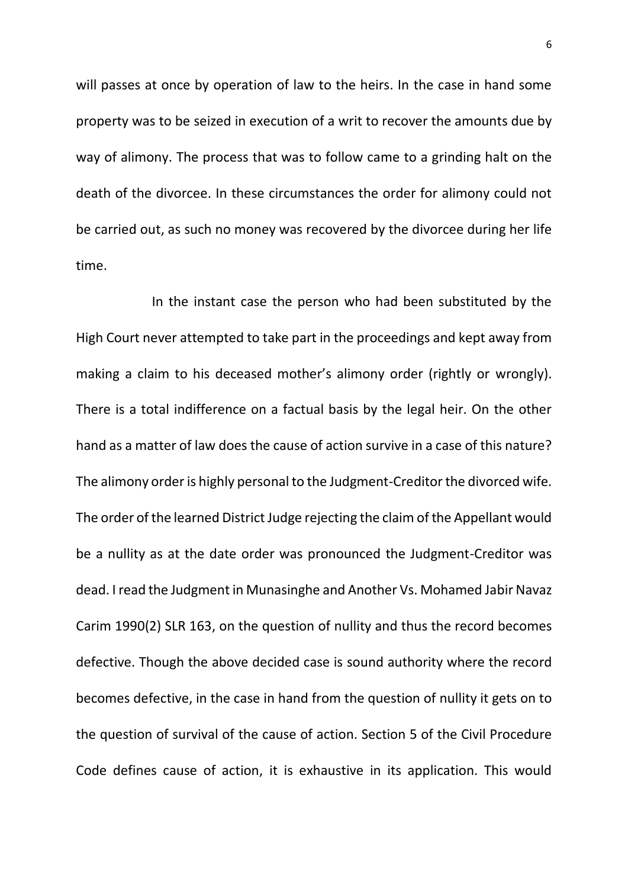will passes at once by operation of law to the heirs. In the case in hand some property was to be seized in execution of a writ to recover the amounts due by way of alimony. The process that was to follow came to a grinding halt on the death of the divorcee. In these circumstances the order for alimony could not be carried out, as such no money was recovered by the divorcee during her life time.

In the instant case the person who had been substituted by the High Court never attempted to take part in the proceedings and kept away from making a claim to his deceased mother's alimony order (rightly or wrongly). There is a total indifference on a factual basis by the legal heir. On the other hand as a matter of law does the cause of action survive in a case of this nature? The alimony order is highly personal to the Judgment-Creditor the divorced wife. The order of the learned District Judge rejecting the claim of the Appellant would be a nullity as at the date order was pronounced the Judgment-Creditor was dead. I read the Judgment in Munasinghe and Another Vs. Mohamed Jabir Navaz Carim 1990(2) SLR 163, on the question of nullity and thus the record becomes defective. Though the above decided case is sound authority where the record becomes defective, in the case in hand from the question of nullity it gets on to the question of survival of the cause of action. Section 5 of the Civil Procedure Code defines cause of action, it is exhaustive in its application. This would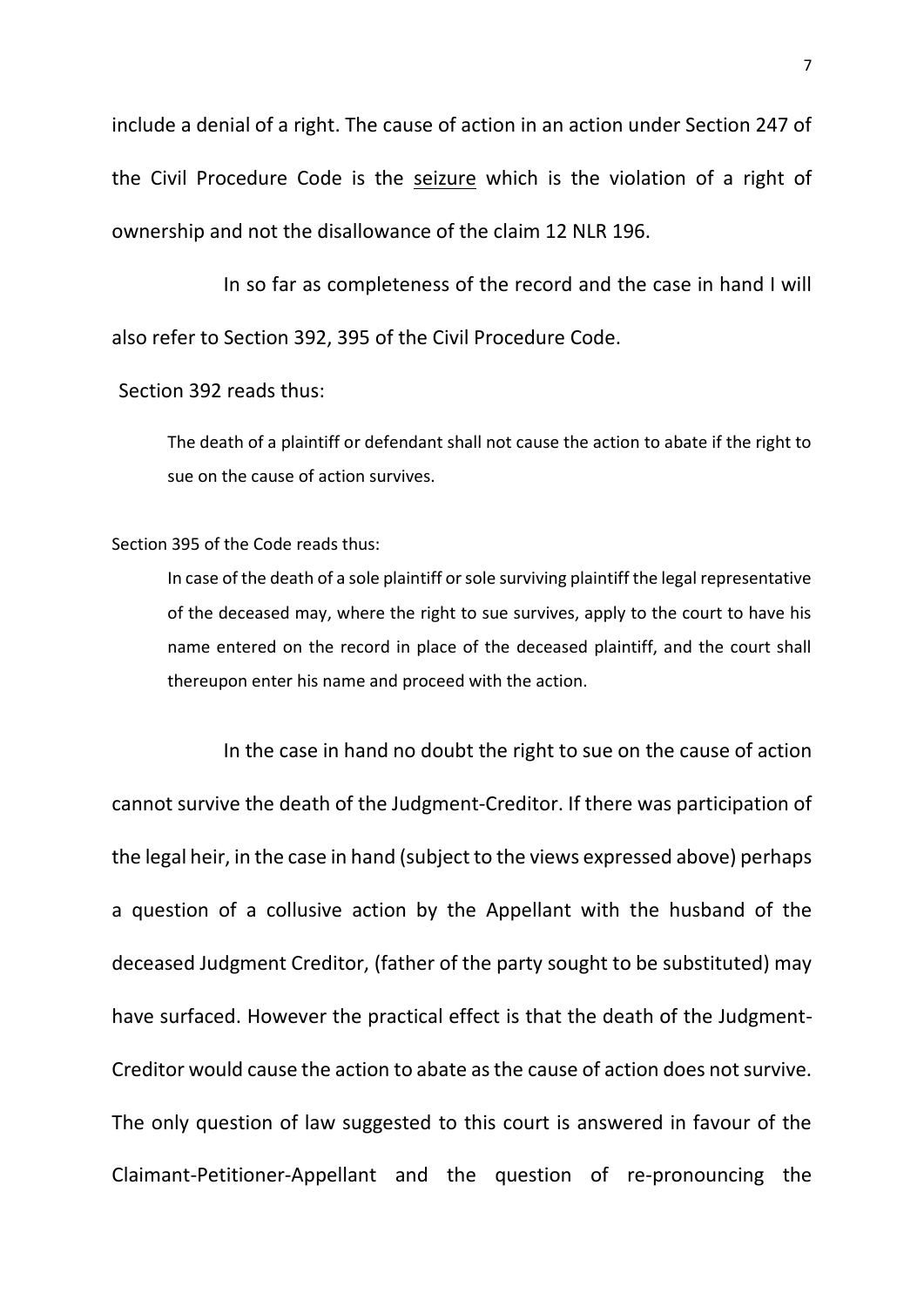include a denial of a right. The cause of action in an action under Section 247 of the Civil Procedure Code is the <u>seizure</u> which is the violation of a right of ownership and not the disallowance of the claim 12 NLR 196.

In so far as completeness of the record and the case in hand I will also refer to Section 392, 395 of the Civil Procedure Code.

Section 392 reads thus:

> The death of a plaintiff or defendant shall not cause the action to abate if the right to sue on the cause of action survives.

Section 395 of the Code reads thus:

> In case of the death of a sole plaintiff or sole surviving plaintiff the legal representative of the deceased may, where the right to sue survives, apply to the court to have his name entered on the record in place of the deceased plaintiff, and the court shall thereupon enter his name and proceed with the action.

In the case in hand no doubt the right to sue on the cause of action cannot survive the death of the Judgment-Creditor. If there was participation of the legal heir, in the case in hand (subject to the views expressed above) perhaps a question of a collusive action by the Appellant with the husband of the deceased Judgment Creditor, (father of the party sought to be substituted) may have surfaced. However the practical effect is that the death of the Judgment-Creditor would cause the action to abate as the cause of action does not survive. The only question of law suggested to this court is answered in favour of the Claimant-Petitioner-Appellant and the question of re-pronouncing the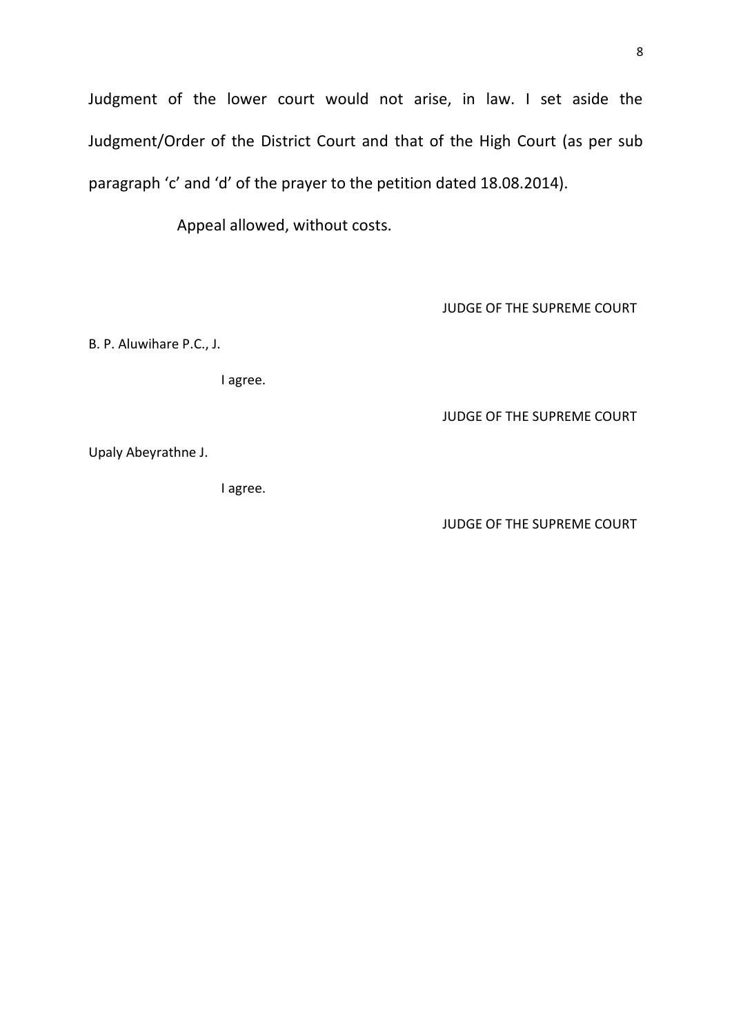Judgment of the lower court would not arise, in law. I set aside the Judgment/Order of the District Court and that of the High Court (as per sub paragraph 'c' and 'd' of the prayer to the petition dated 18.08.2014).

Appeal allowed, without costs.

JUDGE OF THE SUPREME COURT

B. P. Aluwihare P.C., J.

I agree.

JUDGE OF THE SUPREME COURT

Upaly Abeyrathne J.

I agree.

JUDGE OF THE SUPREME COURT